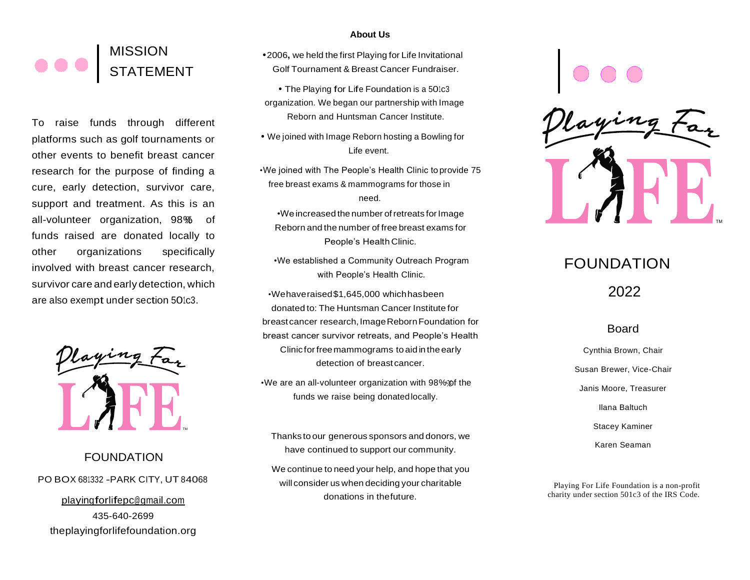## MISSION STATEMENT

To raise funds through different platforms such as golf tournaments or other events to benefit breast cancer research for the purpose of finding a cure, early detection, survivor care, support and treatment. As this is an all-volunteer organization, 98% of funds raised are donated locally to other organizations specifically involved with breast cancer research, survivor care and early detection, which are also exempt under section 501c3.

Playing For LIFE™

FOUNDATION

PO BOX 681332 -PARK CITY, UT 84068

playingforlifepc@gmail.com

435-640-2699

theplayingforlifefoundation.org

**About Us**

- 2006, we held the first Playing for Life Invitational Golf Tournament & Breast Cancer Fundraiser.
- The Playing for Life Foundation is a 501c3 organization. We began our partnership with Image Reborn and Huntsman Cancer Institute.
- We joined with Image Reborn hosting a Bowling for Life event.
- We joined with The People's Health Clinic to provide 75 free breast exams & mammograms for those in need.
- We increased the number of retreats for Image Reborn and the number of free breast exams for People's Health Clinic.
- We established a Community Outreach Program with People's Health Clinic.
- We have raised $1,645,000 which has been donated to: The Huntsman Cancer Institute for breast cancer research, Image Reborn Foundation for breast cancer survivor retreats, and People's Health Clinic for free mammograms to aid in the early detection of breast cancer.
- We are an all-volunteer organization with 98% of the funds we raise being donated locally.

Thanks to our generous sponsors and donors, we have continued to support our community.

We continue to need your help, and hope that you will consider us when deciding your charitable donations in the future.

Playing For LIFE™

FOUNDATION

2022

### Board

Cynthia Brown, Chair

Susan Brewer, Vice-Chair

Janis Moore, Treasurer

Ilana Baltuch

Stacey Kaminer

Karen Seaman

Playing For Life Foundation is a non-profit charity under section 501c3 of the IRS Code.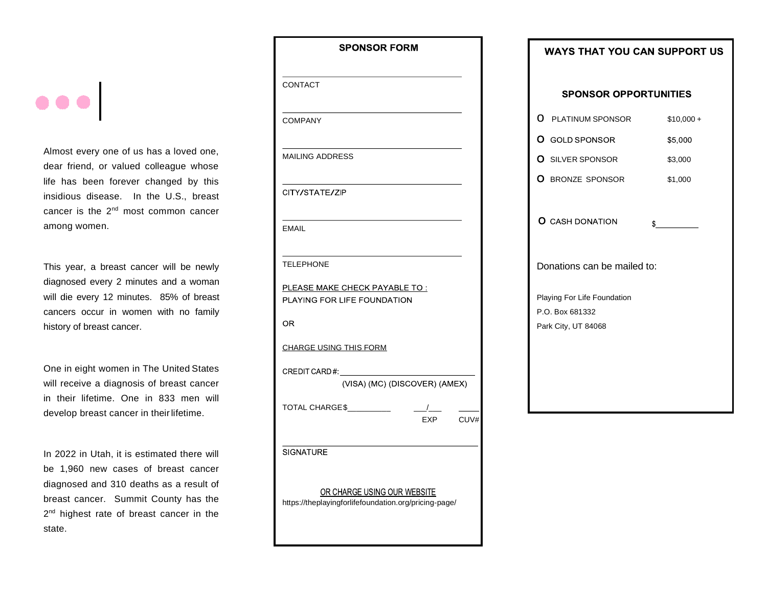Almost every one of us has a loved one, dear friend, or valued colleague whose life has been forever changed by this insidious disease. In the U.S., breast cancer is the 2nd most common cancer among women.

This year, a breast cancer will be newly diagnosed every 2 minutes and a woman will die every 12 minutes. 85% of breast cancers occur in women with no family history of breast cancer.

One in eight women in The United States will receive a diagnosis of breast cancer in their lifetime. One in 833 men will develop breast cancer in their lifetime.

In 2022 in Utah, it is estimated there will be 1,960 new cases of breast cancer diagnosed and 310 deaths as a result of breast cancer. Summit County has the 2nd highest rate of breast cancer in the state.

## SPONSOR FORM

CONTACT

COMPANY

MAILING ADDRESS

CITY/STATE/ZIP

EMAIL

TELEPHONE

PLEASE MAKE CHECK PAYABLE TO :
PLAYING FOR LIFE FOUNDATION

OR

CHARGE USING THIS FORM

CREDIT CARD #: ____________________
(VISA) (MC) (DISCOVER) (AMEX)

TOTAL CHARGE $__________ ___/___ EXP _____ CUV#

SIGNATURE

OR CHARGE USING OUR WEBSITE
https://theplayingforlifefoundation.org/pricing-page/

## WAYS THAT YOU CAN SUPPORT US

### SPONSOR OPPORTUNITIES

| | |
|---|---|
| O PLATINUM SPONSOR | $10,000 + |
| O GOLD SPONSOR | $5,000 |
| O SILVER SPONSOR | $3,000 |
| O BRONZE SPONSOR | $1,000 |
| O CASH DONATION | $_________ |

Donations can be mailed to:

Playing For Life Foundation
P.O. Box 681332
Park City, UT 84068